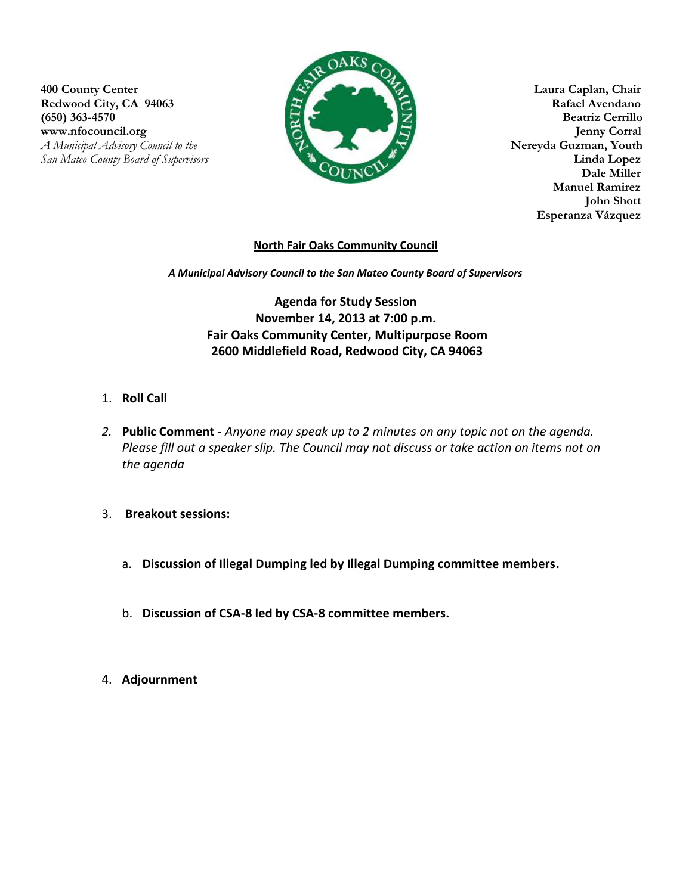400 County Center
Redwood City, CA 94063
(650) 363-4570
www.nfocouncil.org
*A Municipal Advisory Council to the San Mateo County Board of Supervisors*

**Laura Caplan, Chair**
**Rafael Avendano**
**Beatriz Cerrillo**
**Jenny Corral**
**Nereyda Guzman, Youth**
**Linda Lopez**
**Dale Miller**
**Manuel Ramirez**
**John Shott**
**Esperanza Vázquez**

# North Fair Oaks Community Council

***A Municipal Advisory Council to the San Mateo County Board of Supervisors***

## Agenda for Study Session
**November 14, 2013 at 7:00 p.m.**
**Fair Oaks Community Center, Multipurpose Room**
**2600 Middlefield Road, Redwood City, CA 94063**

---

1. **Roll Call**

2. **Public Comment** - *Anyone may speak up to 2 minutes on any topic not on the agenda. Please fill out a speaker slip. The Council may not discuss or take action on items not on the agenda*

3. **Breakout sessions:**

   a. **Discussion of Illegal Dumping led by Illegal Dumping committee members.**

   b. **Discussion of CSA-8 led by CSA-8 committee members.**

4. **Adjournment**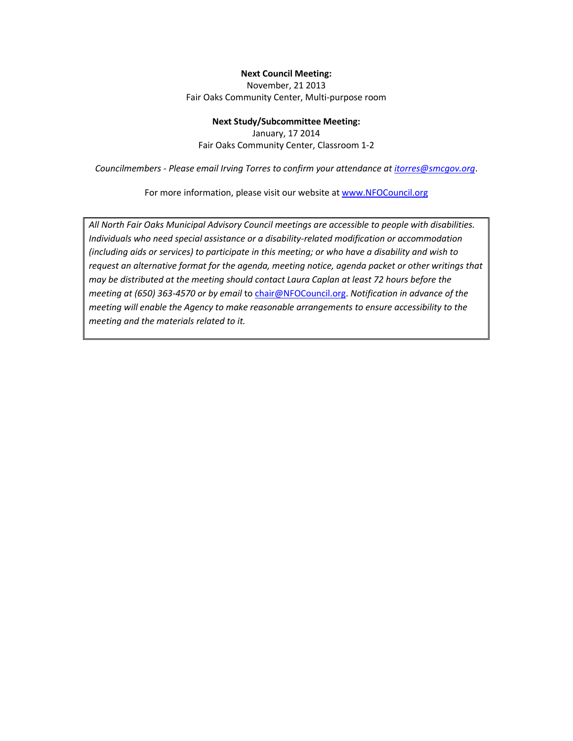**Next Council Meeting:**
November, 21 2013
Fair Oaks Community Center, Multi-purpose room

**Next Study/Subcommittee Meeting:**
January, 17 2014
Fair Oaks Community Center, Classroom 1-2

*Councilmembers - Please email Irving Torres to confirm your attendance at itorres@smcgov.org.*

For more information, please visit our website at www.NFOCouncil.org

*All North Fair Oaks Municipal Advisory Council meetings are accessible to people with disabilities. Individuals who need special assistance or a disability-related modification or accommodation (including aids or services) to participate in this meeting; or who have a disability and wish to request an alternative format for the agenda, meeting notice, agenda packet or other writings that may be distributed at the meeting should contact Laura Caplan at least 72 hours before the meeting at (650) 363-4570 or by email* to chair@NFOCouncil.org. *Notification in advance of the meeting will enable the Agency to make reasonable arrangements to ensure accessibility to the meeting and the materials related to it.*